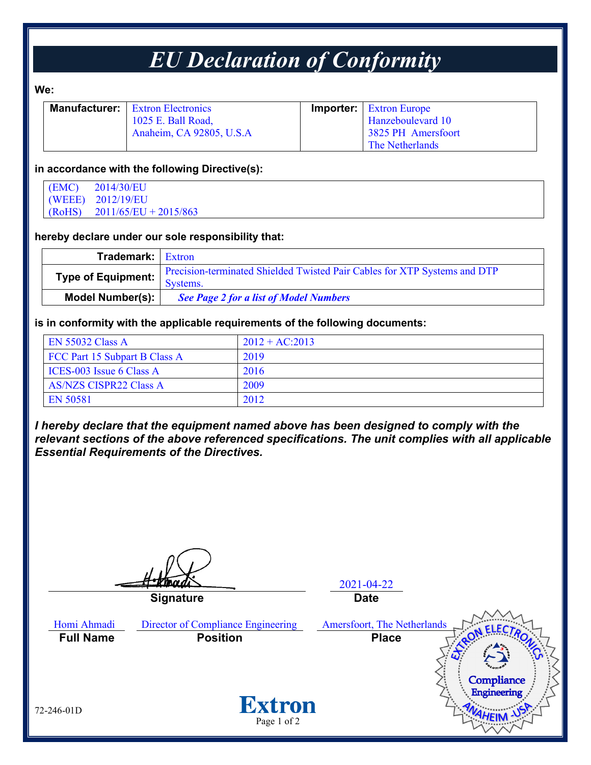# EU Declaration of Conformity

**We:**

| **Manufacturer:** | Extron Electronics<br>1025 E. Ball Road,<br>Anaheim, CA 92805, U.S.A | **Importer:** | Extron Europe<br>Hanzeboulevard 10<br>3825 PH Amersfoort<br>The Netherlands |
|---|---|---|---|

**in accordance with the following Directive(s):**

(EMC) 2014/30/EU
(WEEE) 2012/19/EU
(RoHS) 2011/65/EU + 2015/863

**hereby declare under our sole responsibility that:**

| | |
|---|---|
| **Trademark:** | Extron |
| **Type of Equipment:** | Precision-terminated Shielded Twisted Pair Cables for XTP Systems and DTP Systems. |
| **Model Number(s):** | ***See Page 2 for a list of Model Numbers*** |

**is in conformity with the applicable requirements of the following documents:**

| | |
|---|---|
| EN 55032 Class A | 2012 + AC:2013 |
| FCC Part 15 Subpart B Class A | 2019 |
| ICES-003 Issue 6 Class A | 2016 |
| AS/NZS CISPR22 Class A | 2009 |
| EN 50581 | 2012 |

***I hereby declare that the equipment named above has been designed to comply with the relevant sections of the above referenced specifications. The unit complies with all applicable Essential Requirements of the Directives.***

| Signature | Date |
|---|---|
| H. Ahmadi | 2021-04-22 |

| Full Name | Position | Place |
|---|---|---|
| Homi Ahmadi | Director of Compliance Engineering | Amersfoort, The Netherlands |

Extron Electronics Compliance Engineering Anaheim - USA

72-246-01D

Extron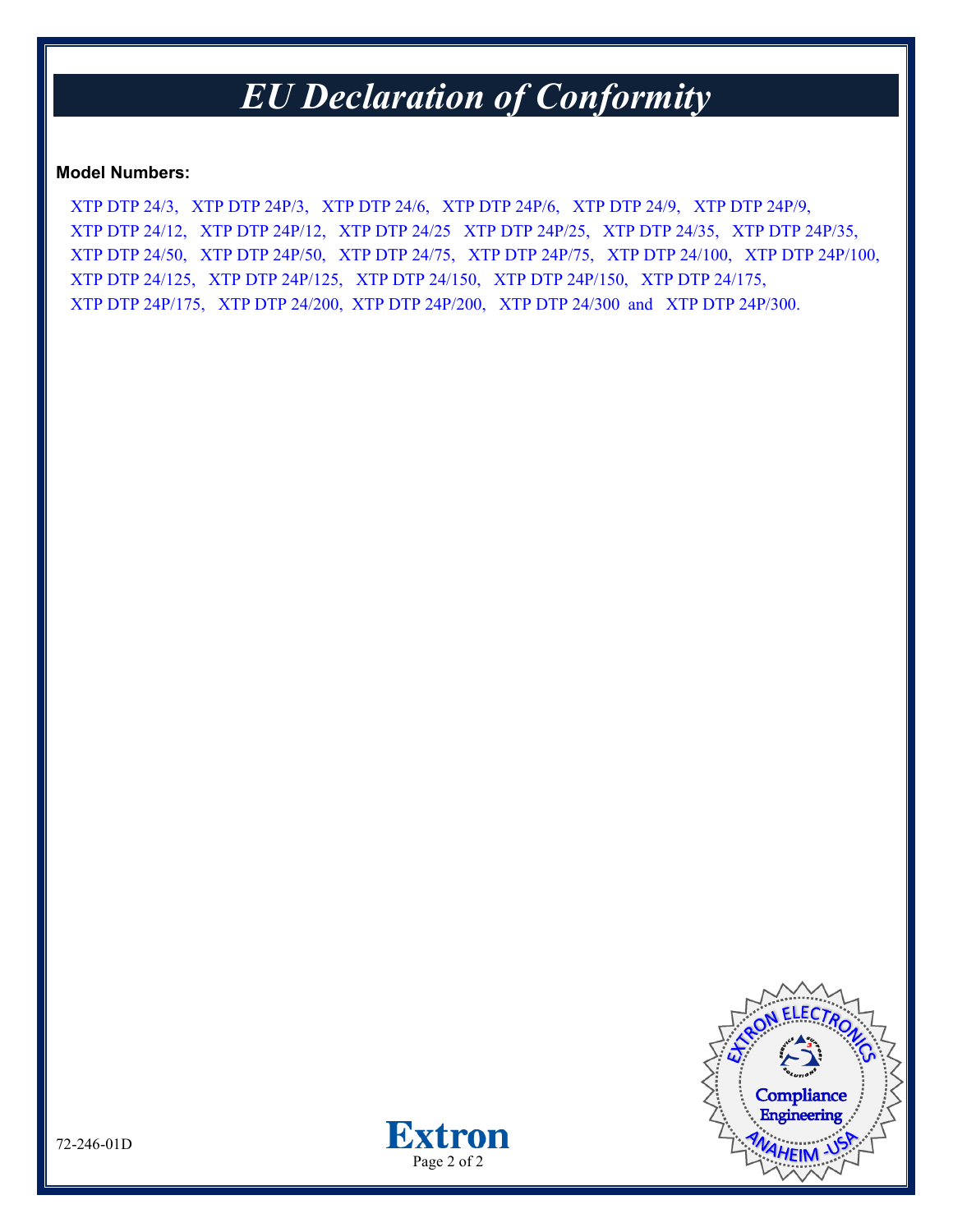# *EU Declaration of Conformity*

**Model Numbers:**

XTP DTP 24/3, XTP DTP 24P/3, XTP DTP 24/6, XTP DTP 24P/6, XTP DTP 24/9, XTP DTP 24P/9, XTP DTP 24/12, XTP DTP 24P/12, XTP DTP 24/25 XTP DTP 24P/25, XTP DTP 24/35, XTP DTP 24P/35, XTP DTP 24/50, XTP DTP 24P/50, XTP DTP 24/75, XTP DTP 24P/75, XTP DTP 24/100, XTP DTP 24P/100, XTP DTP 24/125, XTP DTP 24P/125, XTP DTP 24/150, XTP DTP 24P/150, XTP DTP 24/175, XTP DTP 24P/175, XTP DTP 24/200, XTP DTP 24P/200, XTP DTP 24/300 and XTP DTP 24P/300.

72-246-01D

Extron

EXTRON ELECTRONICS
Compliance Engineering
ANAHEIM - USA